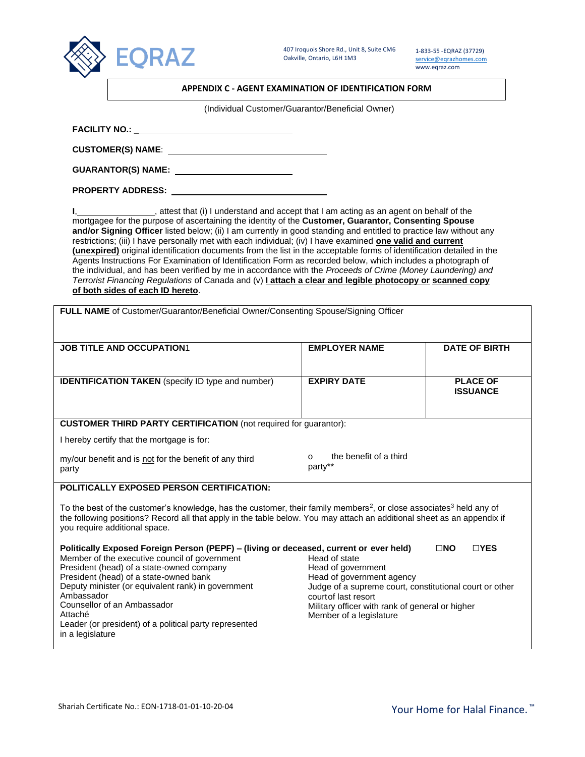EQRAZ

407 Iroquois Shore Rd., Unit 8, Suite CM6
Oakville, Ontario, L6H 1M3

1-833-55 -EQRAZ (37729)
service@eqrazhomes.com
www.eqraz.com

## APPENDIX C - AGENT EXAMINATION OF IDENTIFICATION FORM

(Individual Customer/Guarantor/Beneficial Owner)

**FACILITY NO.:** ______________________

**CUSTOMER(S) NAME**: ______________________

**GUARANTOR(S) NAME:** ______________________

**PROPERTY ADDRESS:** ______________________

**I**,________________, attest that (i) I understand and accept that I am acting as an agent on behalf of the mortgagee for the purpose of ascertaining the identity of the **Customer, Guarantor, Consenting Spouse and/or Signing Officer** listed below; (ii) I am currently in good standing and entitled to practice law without any restrictions; (iii) I have personally met with each individual; (iv) I have examined **one valid and current (unexpired)** original identification documents from the list in the acceptable forms of identification detailed in the Agents Instructions For Examination of Identification Form as recorded below, which includes a photograph of the individual, and has been verified by me in accordance with the *Proceeds of Crime (Money Laundering) and Terrorist Financing Regulations* of Canada and (v) **I attach a clear and legible photocopy or scanned copy of both sides of each ID hereto**.

| **FULL NAME** of Customer/Guarantor/Beneficial Owner/Consenting Spouse/Signing Officer | | |
|---|---|---|
| **JOB TITLE AND OCCUPATION**1 | **EMPLOYER NAME** | **DATE OF BIRTH** |
| **IDENTIFICATION TAKEN** (specify ID type and number) | **EXPIRY DATE** | **PLACE OF ISSUANCE** |

**CUSTOMER THIRD PARTY CERTIFICATION** (not required for guarantor):

I hereby certify that the mortgage is for:

my/our benefit and is not for the benefit of any third party

o the benefit of a third party**

**POLITICALLY EXPOSED PERSON CERTIFICATION:**

To the best of the customer's knowledge, has the customer, their family members[2], or close associates[3] held any of the following positions? Record all that apply in the table below. You may attach an additional sheet as an appendix if you require additional space.

**Politically Exposed Foreign Person (PEPF) – (living or deceased, current or ever held)** ☐**NO** ☐**YES**

- Member of the executive council of government
- President (head) of a state-owned company
- President (head) of a state-owned bank
- Deputy minister (or equivalent rank) in government
- Ambassador
- Counsellor of an Ambassador
- Attaché
- Leader (or president) of a political party represented in a legislature
- Head of state
- Head of government
- Head of government agency
- Judge of a supreme court, constitutional court or other court of last resort
- Military officer with rank of general or higher
- Member of a legislature

Shariah Certificate No.: EON-1718-01-01-10-20-04

Your Home for Halal Finance.™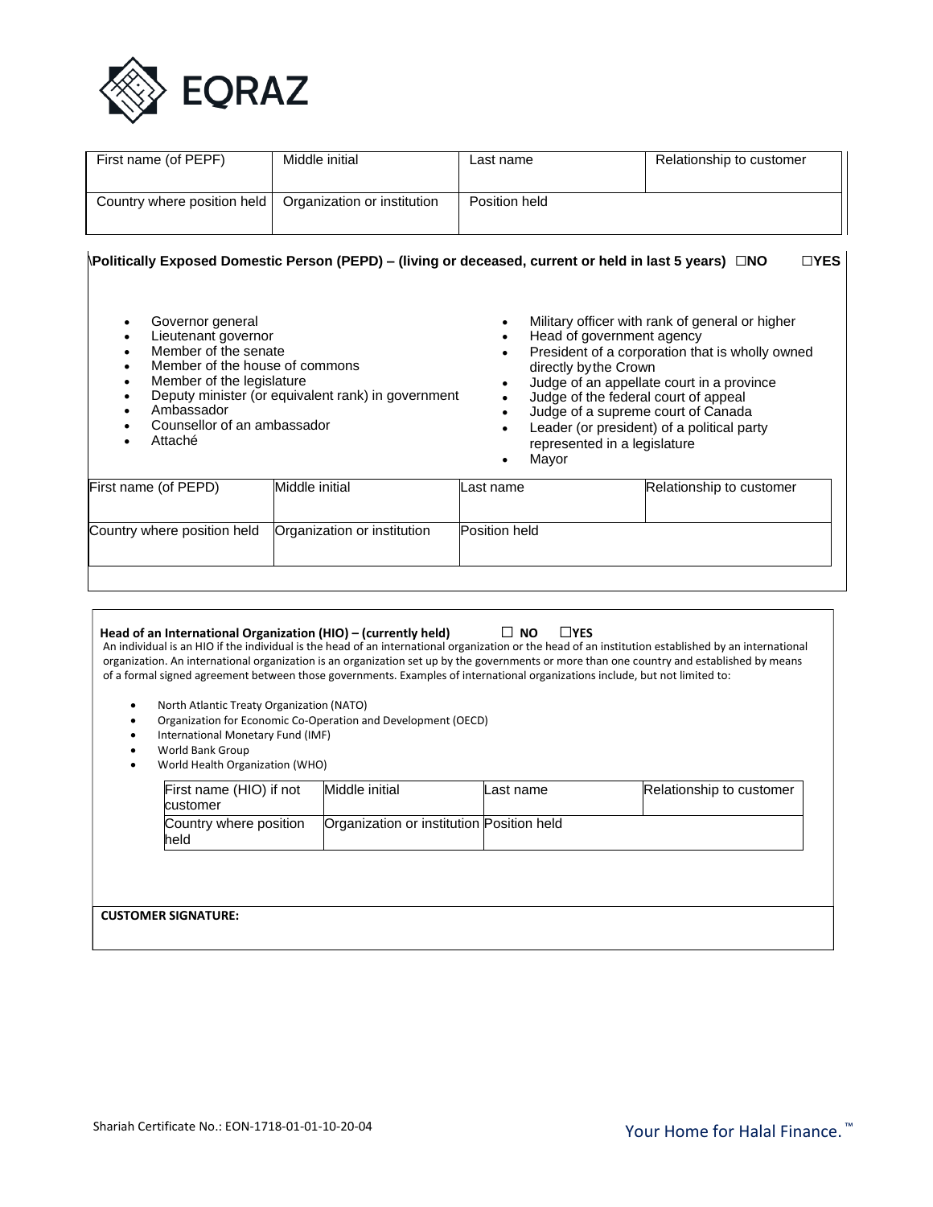| First name (of PEPF) | Middle initial | Last name | Relationship to customer |
| --- | --- | --- | --- |
| Country where position held | Organization or institution | Position held | |

**Politically Exposed Domestic Person (PEPD) – (living or deceased, current or held in last 5 years) ☐NO ☐YES**

- Governor general
- Lieutenant governor
- Member of the senate
- Member of the house of commons
- Member of the legislature
- Deputy minister (or equivalent rank) in government
- Ambassador
- Counsellor of an ambassador
- Attaché
- Military officer with rank of general or higher
- Head of government agency
- President of a corporation that is wholly owned directly by the Crown
- Judge of an appellate court in a province
- Judge of the federal court of appeal
- Judge of a supreme court of Canada
- Leader (or president) of a political party represented in a legislature
- Mayor

| First name (of PEPD) | Middle initial | Last name | Relationship to customer |
| --- | --- | --- | --- |
| Country where position held | Organization or institution | Position held | |

**Head of an International Organization (HIO) – (currently held) ☐ NO ☐YES**

An individual is an HIO if the individual is the head of an international organization or the head of an institution established by an international organization. An international organization is an organization set up by the governments or more than one country and established by means of a formal signed agreement between those governments. Examples of international organizations include, but not limited to:

- North Atlantic Treaty Organization (NATO)
- Organization for Economic Co-Operation and Development (OECD)
- International Monetary Fund (IMF)
- World Bank Group
- World Health Organization (WHO)

| First name (HIO) if not customer | Middle initial | Last name | Relationship to customer |
| --- | --- | --- | --- |
| Country where position held | Organization or institution | Position held | |

**CUSTOMER SIGNATURE:**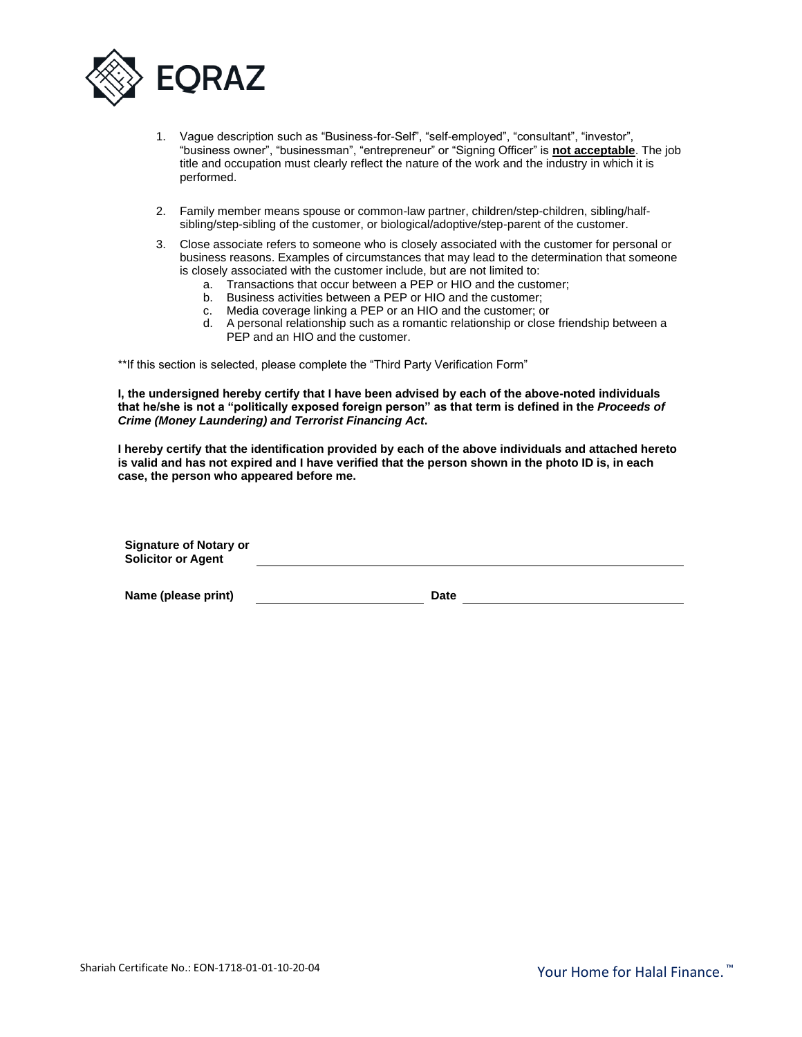1. Vague description such as "Business-for-Self", "self-employed", "consultant", "investor", "business owner", "businessman", "entrepreneur" or "Signing Officer" is **not acceptable**. The job title and occupation must clearly reflect the nature of the work and the industry in which it is performed.

2. Family member means spouse or common-law partner, children/step-children, sibling/half-sibling/step-sibling of the customer, or biological/adoptive/step-parent of the customer.

3. Close associate refers to someone who is closely associated with the customer for personal or business reasons. Examples of circumstances that may lead to the determination that someone is closely associated with the customer include, but are not limited to:
   a. Transactions that occur between a PEP or HIO and the customer;
   b. Business activities between a PEP or HIO and the customer;
   c. Media coverage linking a PEP or an HIO and the customer; or
   d. A personal relationship such as a romantic relationship or close friendship between a PEP and an HIO and the customer.

**If this section is selected, please complete the "Third Party Verification Form"

**I, the undersigned hereby certify that I have been advised by each of the above-noted individuals that he/she is not a "politically exposed foreign person" as that term is defined in the *Proceeds of Crime (Money Laundering) and Terrorist Financing Act*.**

**I hereby certify that the identification provided by each of the above individuals and attached hereto is valid and has not expired and I have verified that the person shown in the photo ID is, in each case, the person who appeared before me.**

**Signature of Notary or Solicitor or Agent** ______________________________

**Name (please print)** ______________________ **Date** ______________________

Shariah Certificate No.: EON-1718-01-01-10-20-04

Your Home for Halal Finance.™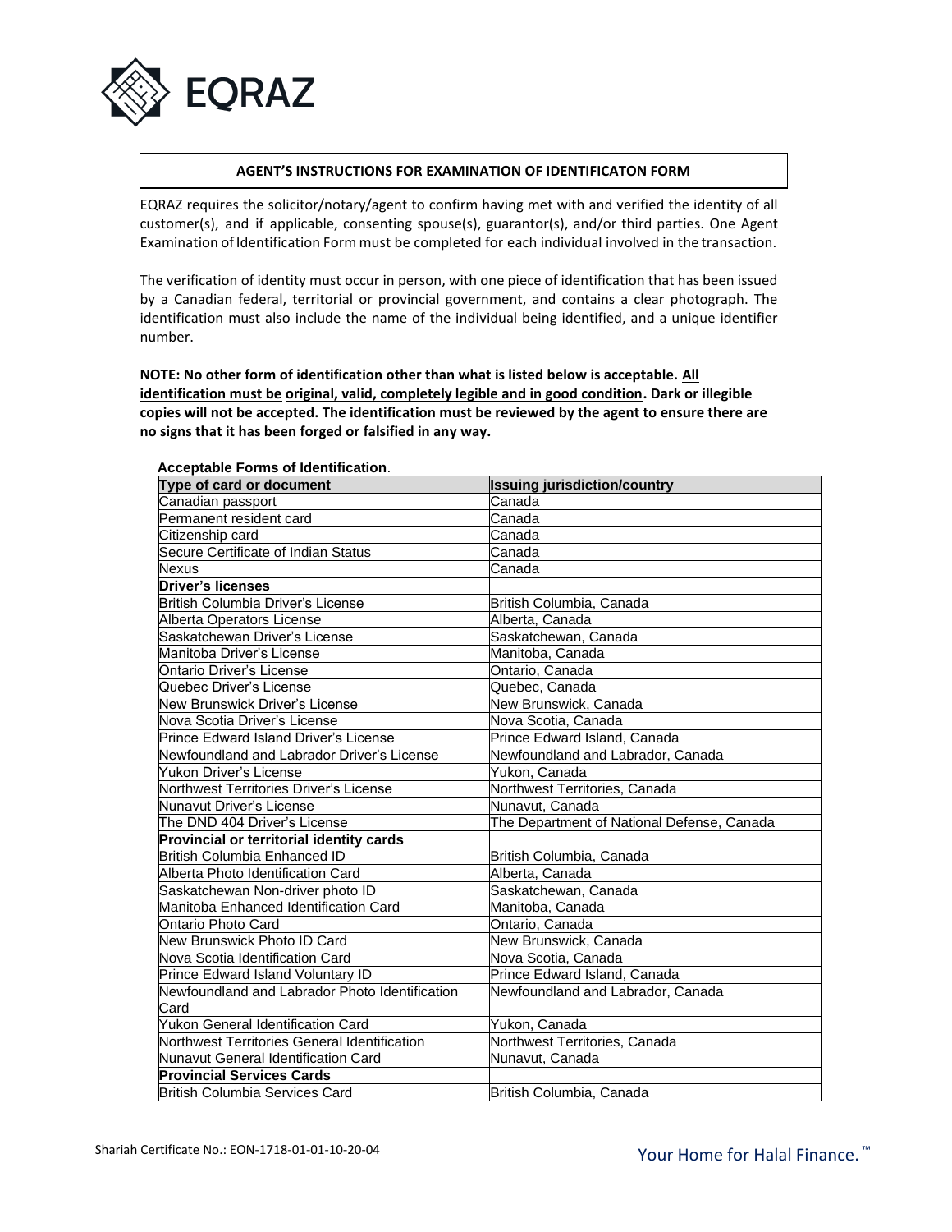## AGENT'S INSTRUCTIONS FOR EXAMINATION OF IDENTIFICATON FORM

EQRAZ requires the solicitor/notary/agent to confirm having met with and verified the identity of all customer(s), and if applicable, consenting spouse(s), guarantor(s), and/or third parties. One Agent Examination of Identification Form must be completed for each individual involved in the transaction.

The verification of identity must occur in person, with one piece of identification that has been issued by a Canadian federal, territorial or provincial government, and contains a clear photograph. The identification must also include the name of the individual being identified, and a unique identifier number.

**NOTE: No other form of identification other than what is listed below is acceptable. All identification must be original, valid, completely legible and in good condition. Dark or illegible copies will not be accepted. The identification must be reviewed by the agent to ensure there are no signs that it has been forged or falsified in any way.**

**Acceptable Forms of Identification**.

| Type of card or document | Issuing jurisdiction/country |
|---|---|
| Canadian passport | Canada |
| Permanent resident card | Canada |
| Citizenship card | Canada |
| Secure Certificate of Indian Status | Canada |
| Nexus | Canada |
| **Driver's licenses** | |
| British Columbia Driver's License | British Columbia, Canada |
| Alberta Operators License | Alberta, Canada |
| Saskatchewan Driver's License | Saskatchewan, Canada |
| Manitoba Driver's License | Manitoba, Canada |
| Ontario Driver's License | Ontario, Canada |
| Quebec Driver's License | Quebec, Canada |
| New Brunswick Driver's License | New Brunswick, Canada |
| Nova Scotia Driver's License | Nova Scotia, Canada |
| Prince Edward Island Driver's License | Prince Edward Island, Canada |
| Newfoundland and Labrador Driver's License | Newfoundland and Labrador, Canada |
| Yukon Driver's License | Yukon, Canada |
| Northwest Territories Driver's License | Northwest Territories, Canada |
| Nunavut Driver's License | Nunavut, Canada |
| The DND 404 Driver's License | The Department of National Defense, Canada |
| **Provincial or territorial identity cards** | |
| British Columbia Enhanced ID | British Columbia, Canada |
| Alberta Photo Identification Card | Alberta, Canada |
| Saskatchewan Non-driver photo ID | Saskatchewan, Canada |
| Manitoba Enhanced Identification Card | Manitoba, Canada |
| Ontario Photo Card | Ontario, Canada |
| New Brunswick Photo ID Card | New Brunswick, Canada |
| Nova Scotia Identification Card | Nova Scotia, Canada |
| Prince Edward Island Voluntary ID | Prince Edward Island, Canada |
| Newfoundland and Labrador Photo Identification Card | Newfoundland and Labrador, Canada |
| Yukon General Identification Card | Yukon, Canada |
| Northwest Territories General Identification | Northwest Territories, Canada |
| Nunavut General Identification Card | Nunavut, Canada |
| **Provincial Services Cards** | |
| British Columbia Services Card | British Columbia, Canada |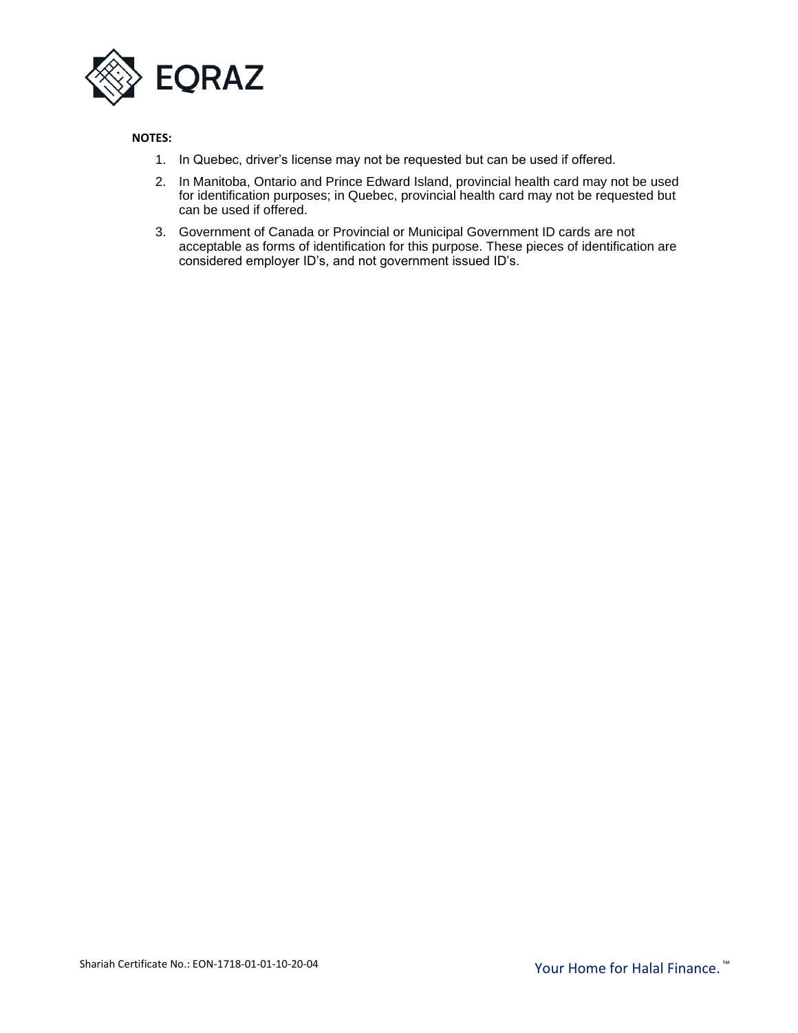**NOTES:**

1. In Quebec, driver's license may not be requested but can be used if offered.
2. In Manitoba, Ontario and Prince Edward Island, provincial health card may not be used for identification purposes; in Quebec, provincial health card may not be requested but can be used if offered.
3. Government of Canada or Provincial or Municipal Government ID cards are not acceptable as forms of identification for this purpose. These pieces of identification are considered employer ID's, and not government issued ID's.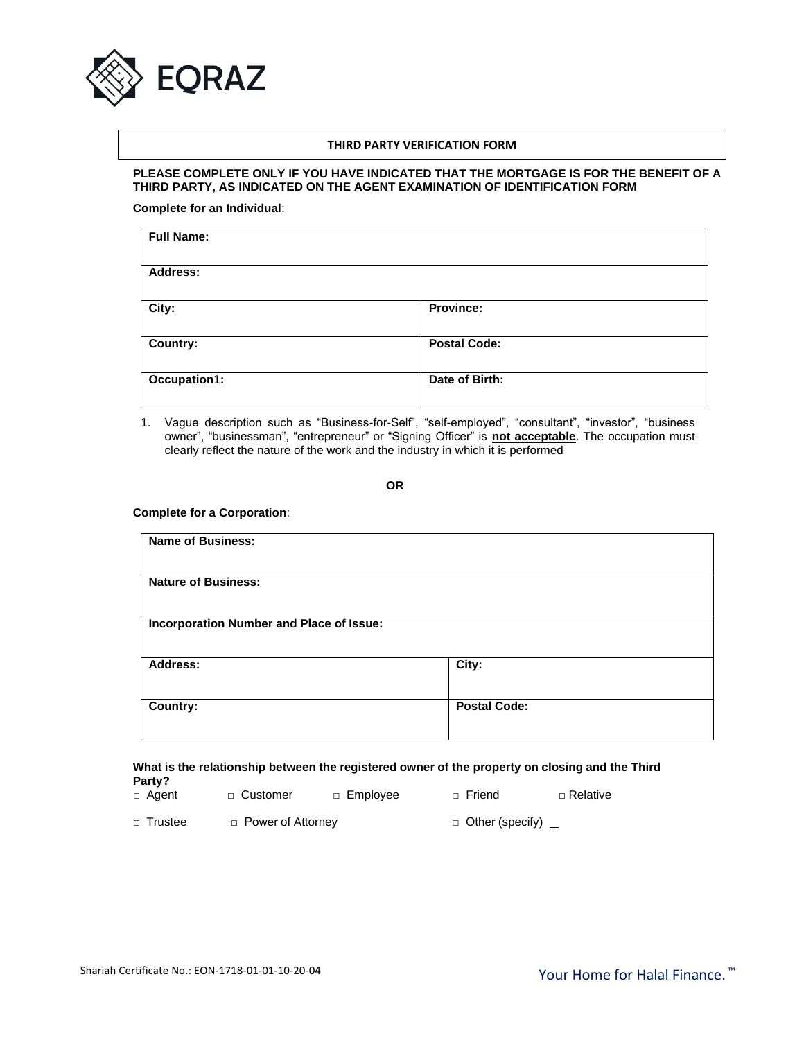EQRAZ

## THIRD PARTY VERIFICATION FORM

**PLEASE COMPLETE ONLY IF YOU HAVE INDICATED THAT THE MORTGAGE IS FOR THE BENEFIT OF A THIRD PARTY, AS INDICATED ON THE AGENT EXAMINATION OF IDENTIFICATION FORM**

**Complete for an Individual**:

| **Full Name:** | |
|---|---|
| **Address:** | |
| **City:** | **Province:** |
| **Country:** | **Postal Code:** |
| **Occupation**1**:** | **Date of Birth:** |

1. Vague description such as "Business-for-Self", "self-employed", "consultant", "investor", "business owner", "businessman", "entrepreneur" or "Signing Officer" is **not acceptable**. The occupation must clearly reflect the nature of the work and the industry in which it is performed

**OR**

**Complete for a Corporation**:

| **Name of Business:** | |
|---|---|
| **Nature of Business:** | |
| **Incorporation Number and Place of Issue:** | |
| **Address:** | **City:** |
| **Country:** | **Postal Code:** |

**What is the relationship between the registered owner of the property on closing and the Third Party?**

□ Agent □ Customer □ Employee □ Friend □ Relative

□ Trustee □ Power of Attorney □ Other (specify) _

Shariah Certificate No.: EON-1718-01-01-10-20-04

Your Home for Halal Finance.™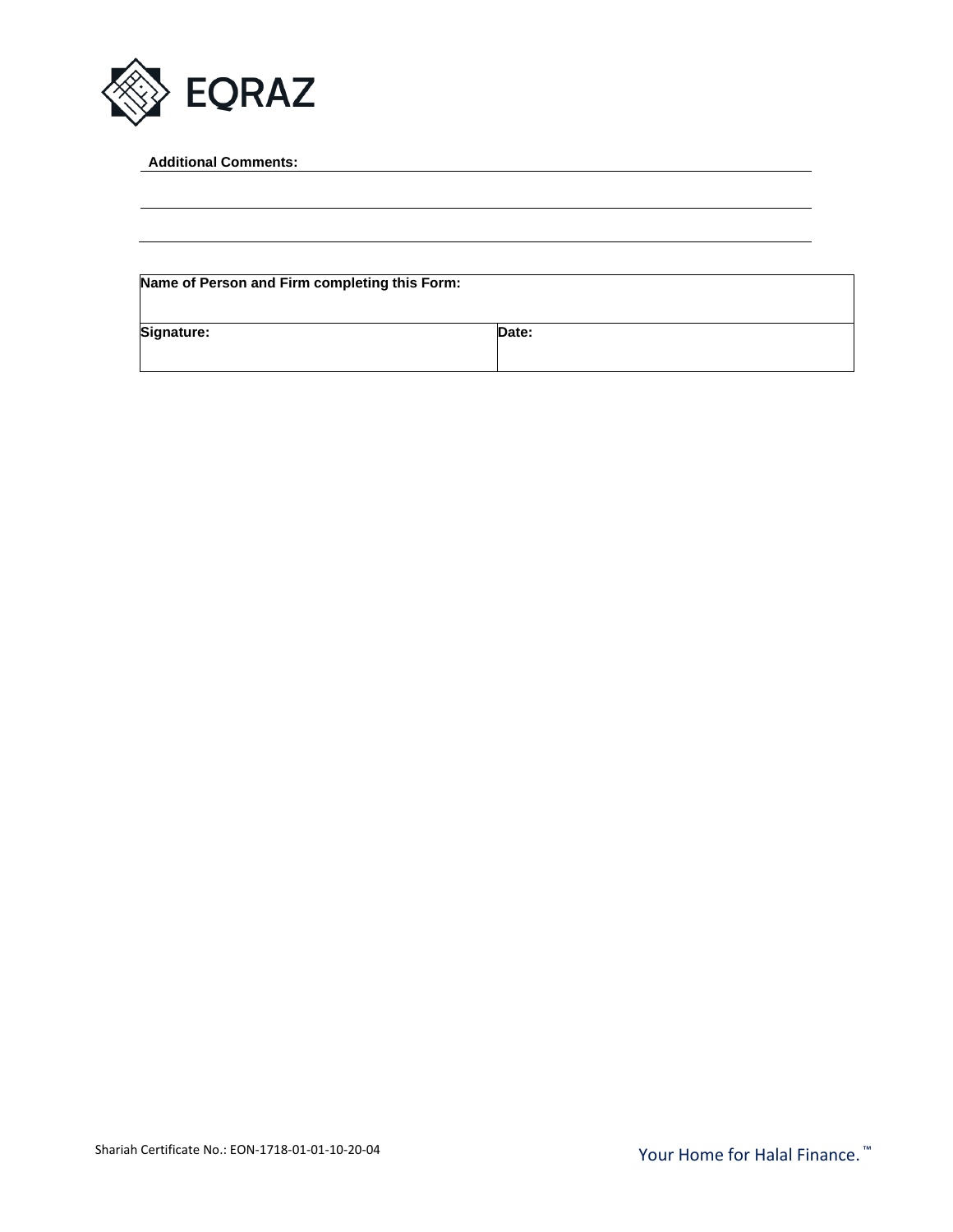**Additional Comments:**

| | |
|---|---|
| **Name of Person and Firm completing this Form:** | |
| **Signature:** | **Date:** |